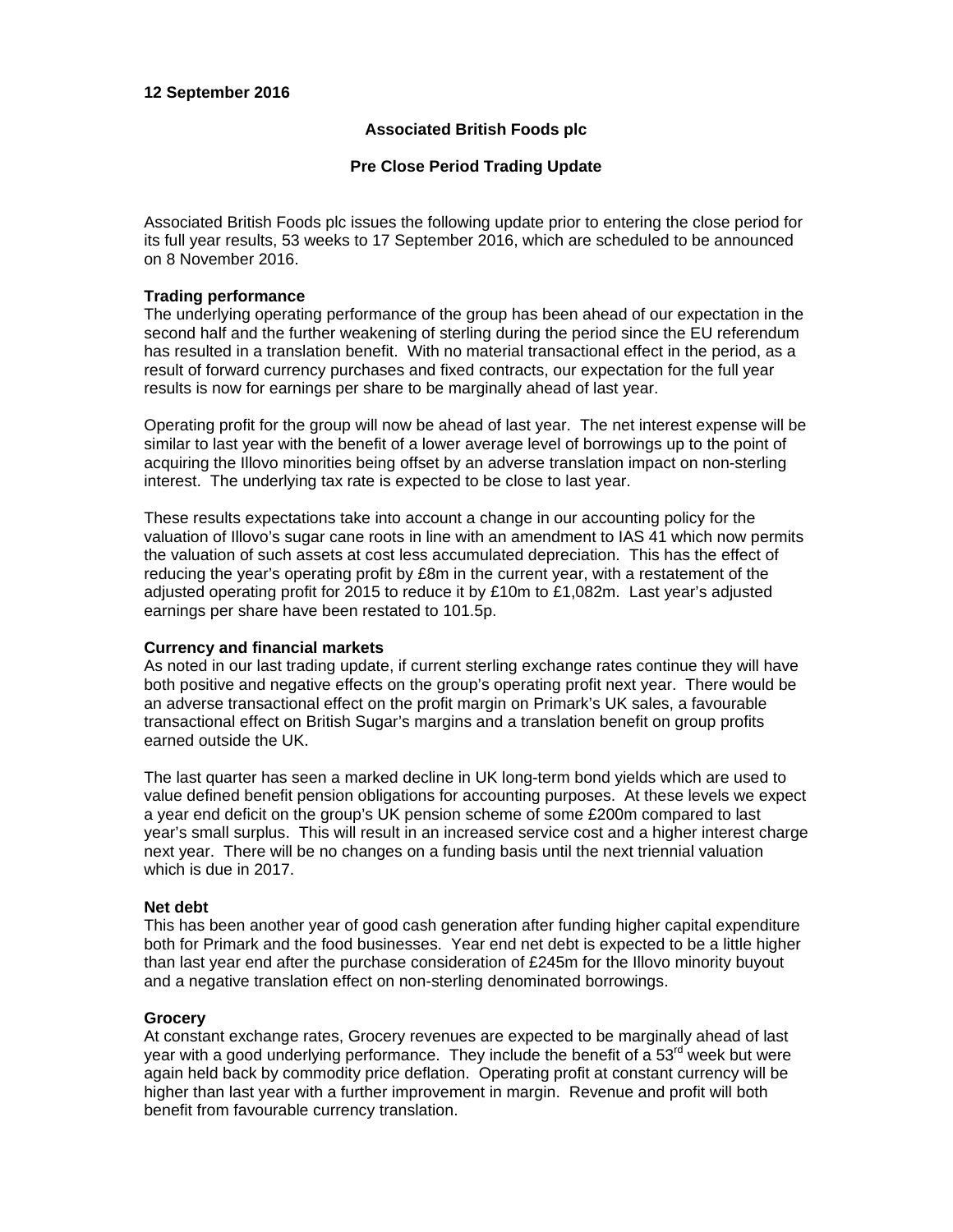**12 September 2016**

**Associated British Foods plc**

**Pre Close Period Trading Update**

Associated British Foods plc issues the following update prior to entering the close period for its full year results, 53 weeks to 17 September 2016, which are scheduled to be announced on 8 November 2016.

**Trading performance**

The underlying operating performance of the group has been ahead of our expectation in the second half and the further weakening of sterling during the period since the EU referendum has resulted in a translation benefit. With no material transactional effect in the period, as a result of forward currency purchases and fixed contracts, our expectation for the full year results is now for earnings per share to be marginally ahead of last year.

Operating profit for the group will now be ahead of last year. The net interest expense will be similar to last year with the benefit of a lower average level of borrowings up to the point of acquiring the Illovo minorities being offset by an adverse translation impact on non-sterling interest. The underlying tax rate is expected to be close to last year.

These results expectations take into account a change in our accounting policy for the valuation of Illovo's sugar cane roots in line with an amendment to IAS 41 which now permits the valuation of such assets at cost less accumulated depreciation. This has the effect of reducing the year's operating profit by £8m in the current year, with a restatement of the adjusted operating profit for 2015 to reduce it by £10m to £1,082m. Last year's adjusted earnings per share have been restated to 101.5p.

**Currency and financial markets**

As noted in our last trading update, if current sterling exchange rates continue they will have both positive and negative effects on the group's operating profit next year. There would be an adverse transactional effect on the profit margin on Primark's UK sales, a favourable transactional effect on British Sugar's margins and a translation benefit on group profits earned outside the UK.

The last quarter has seen a marked decline in UK long-term bond yields which are used to value defined benefit pension obligations for accounting purposes. At these levels we expect a year end deficit on the group's UK pension scheme of some £200m compared to last year's small surplus. This will result in an increased service cost and a higher interest charge next year. There will be no changes on a funding basis until the next triennial valuation which is due in 2017.

**Net debt**

This has been another year of good cash generation after funding higher capital expenditure both for Primark and the food businesses. Year end net debt is expected to be a little higher than last year end after the purchase consideration of £245m for the Illovo minority buyout and a negative translation effect on non-sterling denominated borrowings.

**Grocery**

At constant exchange rates, Grocery revenues are expected to be marginally ahead of last year with a good underlying performance. They include the benefit of a 53rd week but were again held back by commodity price deflation. Operating profit at constant currency will be higher than last year with a further improvement in margin. Revenue and profit will both benefit from favourable currency translation.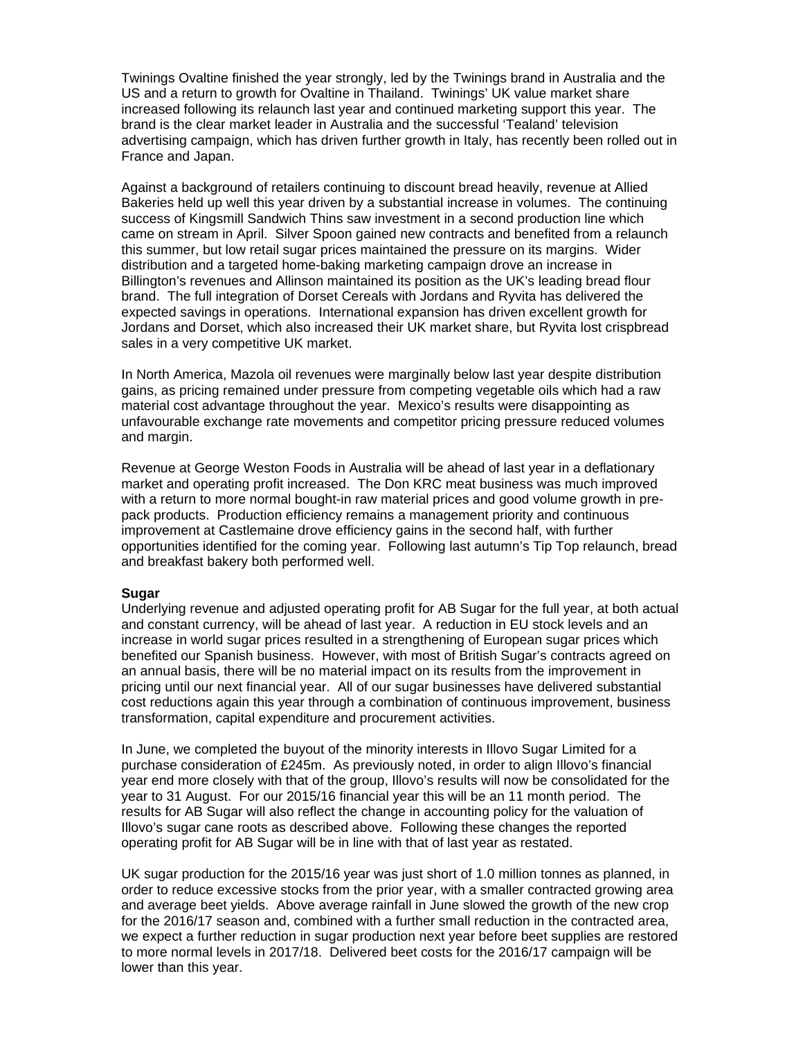Twinings Ovaltine finished the year strongly, led by the Twinings brand in Australia and the US and a return to growth for Ovaltine in Thailand. Twinings' UK value market share increased following its relaunch last year and continued marketing support this year. The brand is the clear market leader in Australia and the successful 'Tealand' television advertising campaign, which has driven further growth in Italy, has recently been rolled out in France and Japan.

Against a background of retailers continuing to discount bread heavily, revenue at Allied Bakeries held up well this year driven by a substantial increase in volumes. The continuing success of Kingsmill Sandwich Thins saw investment in a second production line which came on stream in April. Silver Spoon gained new contracts and benefited from a relaunch this summer, but low retail sugar prices maintained the pressure on its margins. Wider distribution and a targeted home-baking marketing campaign drove an increase in Billington's revenues and Allinson maintained its position as the UK's leading bread flour brand. The full integration of Dorset Cereals with Jordans and Ryvita has delivered the expected savings in operations. International expansion has driven excellent growth for Jordans and Dorset, which also increased their UK market share, but Ryvita lost crispbread sales in a very competitive UK market.

In North America, Mazola oil revenues were marginally below last year despite distribution gains, as pricing remained under pressure from competing vegetable oils which had a raw material cost advantage throughout the year. Mexico's results were disappointing as unfavourable exchange rate movements and competitor pricing pressure reduced volumes and margin.

Revenue at George Weston Foods in Australia will be ahead of last year in a deflationary market and operating profit increased. The Don KRC meat business was much improved with a return to more normal bought-in raw material prices and good volume growth in pre-pack products. Production efficiency remains a management priority and continuous improvement at Castlemaine drove efficiency gains in the second half, with further opportunities identified for the coming year. Following last autumn's Tip Top relaunch, bread and breakfast bakery both performed well.

**Sugar**

Underlying revenue and adjusted operating profit for AB Sugar for the full year, at both actual and constant currency, will be ahead of last year. A reduction in EU stock levels and an increase in world sugar prices resulted in a strengthening of European sugar prices which benefited our Spanish business. However, with most of British Sugar's contracts agreed on an annual basis, there will be no material impact on its results from the improvement in pricing until our next financial year. All of our sugar businesses have delivered substantial cost reductions again this year through a combination of continuous improvement, business transformation, capital expenditure and procurement activities.

In June, we completed the buyout of the minority interests in Illovo Sugar Limited for a purchase consideration of £245m. As previously noted, in order to align Illovo's financial year end more closely with that of the group, Illovo's results will now be consolidated for the year to 31 August. For our 2015/16 financial year this will be an 11 month period. The results for AB Sugar will also reflect the change in accounting policy for the valuation of Illovo's sugar cane roots as described above. Following these changes the reported operating profit for AB Sugar will be in line with that of last year as restated.

UK sugar production for the 2015/16 year was just short of 1.0 million tonnes as planned, in order to reduce excessive stocks from the prior year, with a smaller contracted growing area and average beet yields. Above average rainfall in June slowed the growth of the new crop for the 2016/17 season and, combined with a further small reduction in the contracted area, we expect a further reduction in sugar production next year before beet supplies are restored to more normal levels in 2017/18. Delivered beet costs for the 2016/17 campaign will be lower than this year.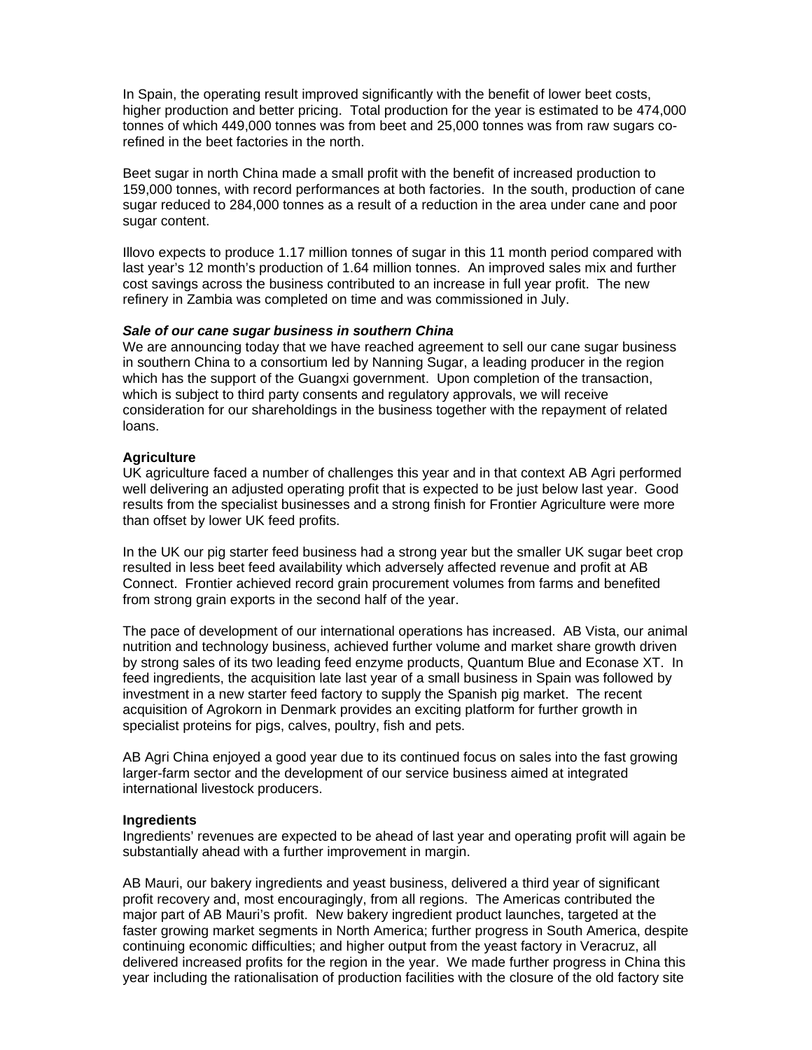In Spain, the operating result improved significantly with the benefit of lower beet costs, higher production and better pricing. Total production for the year is estimated to be 474,000 tonnes of which 449,000 tonnes was from beet and 25,000 tonnes was from raw sugars co-refined in the beet factories in the north.

Beet sugar in north China made a small profit with the benefit of increased production to 159,000 tonnes, with record performances at both factories. In the south, production of cane sugar reduced to 284,000 tonnes as a result of a reduction in the area under cane and poor sugar content.

Illovo expects to produce 1.17 million tonnes of sugar in this 11 month period compared with last year's 12 month's production of 1.64 million tonnes. An improved sales mix and further cost savings across the business contributed to an increase in full year profit. The new refinery in Zambia was completed on time and was commissioned in July.

***Sale of our cane sugar business in southern China***

We are announcing today that we have reached agreement to sell our cane sugar business in southern China to a consortium led by Nanning Sugar, a leading producer in the region which has the support of the Guangxi government. Upon completion of the transaction, which is subject to third party consents and regulatory approvals, we will receive consideration for our shareholdings in the business together with the repayment of related loans.

**Agriculture**

UK agriculture faced a number of challenges this year and in that context AB Agri performed well delivering an adjusted operating profit that is expected to be just below last year. Good results from the specialist businesses and a strong finish for Frontier Agriculture were more than offset by lower UK feed profits.

In the UK our pig starter feed business had a strong year but the smaller UK sugar beet crop resulted in less beet feed availability which adversely affected revenue and profit at AB Connect. Frontier achieved record grain procurement volumes from farms and benefited from strong grain exports in the second half of the year.

The pace of development of our international operations has increased. AB Vista, our animal nutrition and technology business, achieved further volume and market share growth driven by strong sales of its two leading feed enzyme products, Quantum Blue and Econase XT. In feed ingredients, the acquisition late last year of a small business in Spain was followed by investment in a new starter feed factory to supply the Spanish pig market. The recent acquisition of Agrokorn in Denmark provides an exciting platform for further growth in specialist proteins for pigs, calves, poultry, fish and pets.

AB Agri China enjoyed a good year due to its continued focus on sales into the fast growing larger-farm sector and the development of our service business aimed at integrated international livestock producers.

**Ingredients**

Ingredients' revenues are expected to be ahead of last year and operating profit will again be substantially ahead with a further improvement in margin.

AB Mauri, our bakery ingredients and yeast business, delivered a third year of significant profit recovery and, most encouragingly, from all regions. The Americas contributed the major part of AB Mauri's profit. New bakery ingredient product launches, targeted at the faster growing market segments in North America; further progress in South America, despite continuing economic difficulties; and higher output from the yeast factory in Veracruz, all delivered increased profits for the region in the year. We made further progress in China this year including the rationalisation of production facilities with the closure of the old factory site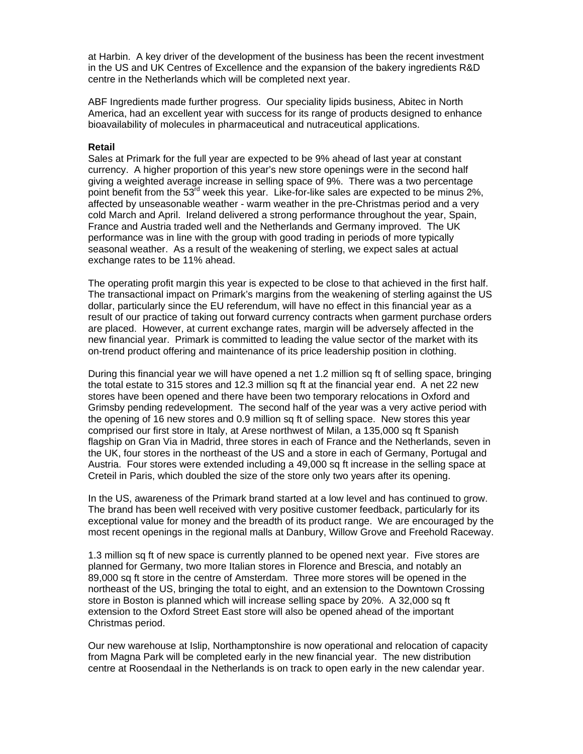at Harbin. A key driver of the development of the business has been the recent investment in the US and UK Centres of Excellence and the expansion of the bakery ingredients R&D centre in the Netherlands which will be completed next year.

ABF Ingredients made further progress. Our speciality lipids business, Abitec in North America, had an excellent year with success for its range of products designed to enhance bioavailability of molecules in pharmaceutical and nutraceutical applications.

**Retail**

Sales at Primark for the full year are expected to be 9% ahead of last year at constant currency. A higher proportion of this year's new store openings were in the second half giving a weighted average increase in selling space of 9%. There was a two percentage point benefit from the 53rd week this year. Like-for-like sales are expected to be minus 2%, affected by unseasonable weather - warm weather in the pre-Christmas period and a very cold March and April. Ireland delivered a strong performance throughout the year, Spain, France and Austria traded well and the Netherlands and Germany improved. The UK performance was in line with the group with good trading in periods of more typically seasonal weather. As a result of the weakening of sterling, we expect sales at actual exchange rates to be 11% ahead.

The operating profit margin this year is expected to be close to that achieved in the first half. The transactional impact on Primark's margins from the weakening of sterling against the US dollar, particularly since the EU referendum, will have no effect in this financial year as a result of our practice of taking out forward currency contracts when garment purchase orders are placed. However, at current exchange rates, margin will be adversely affected in the new financial year. Primark is committed to leading the value sector of the market with its on-trend product offering and maintenance of its price leadership position in clothing.

During this financial year we will have opened a net 1.2 million sq ft of selling space, bringing the total estate to 315 stores and 12.3 million sq ft at the financial year end. A net 22 new stores have been opened and there have been two temporary relocations in Oxford and Grimsby pending redevelopment. The second half of the year was a very active period with the opening of 16 new stores and 0.9 million sq ft of selling space. New stores this year comprised our first store in Italy, at Arese northwest of Milan, a 135,000 sq ft Spanish flagship on Gran Via in Madrid, three stores in each of France and the Netherlands, seven in the UK, four stores in the northeast of the US and a store in each of Germany, Portugal and Austria. Four stores were extended including a 49,000 sq ft increase in the selling space at Creteil in Paris, which doubled the size of the store only two years after its opening.

In the US, awareness of the Primark brand started at a low level and has continued to grow. The brand has been well received with very positive customer feedback, particularly for its exceptional value for money and the breadth of its product range. We are encouraged by the most recent openings in the regional malls at Danbury, Willow Grove and Freehold Raceway.

1.3 million sq ft of new space is currently planned to be opened next year. Five stores are planned for Germany, two more Italian stores in Florence and Brescia, and notably an 89,000 sq ft store in the centre of Amsterdam. Three more stores will be opened in the northeast of the US, bringing the total to eight, and an extension to the Downtown Crossing store in Boston is planned which will increase selling space by 20%. A 32,000 sq ft extension to the Oxford Street East store will also be opened ahead of the important Christmas period.

Our new warehouse at Islip, Northamptonshire is now operational and relocation of capacity from Magna Park will be completed early in the new financial year. The new distribution centre at Roosendaal in the Netherlands is on track to open early in the new calendar year.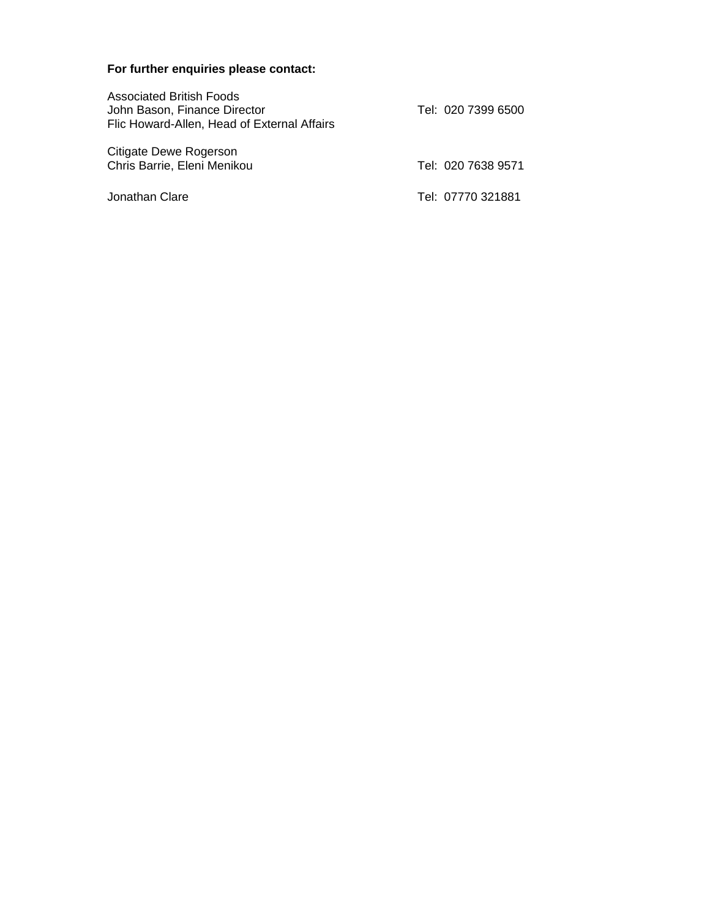**For further enquiries please contact:**

Associated British Foods
John Bason, Finance Director — Tel: 020 7399 6500
Flic Howard-Allen, Head of External Affairs

Citigate Dewe Rogerson
Chris Barrie, Eleni Menikou — Tel: 020 7638 9571

Jonathan Clare — Tel: 07770 321881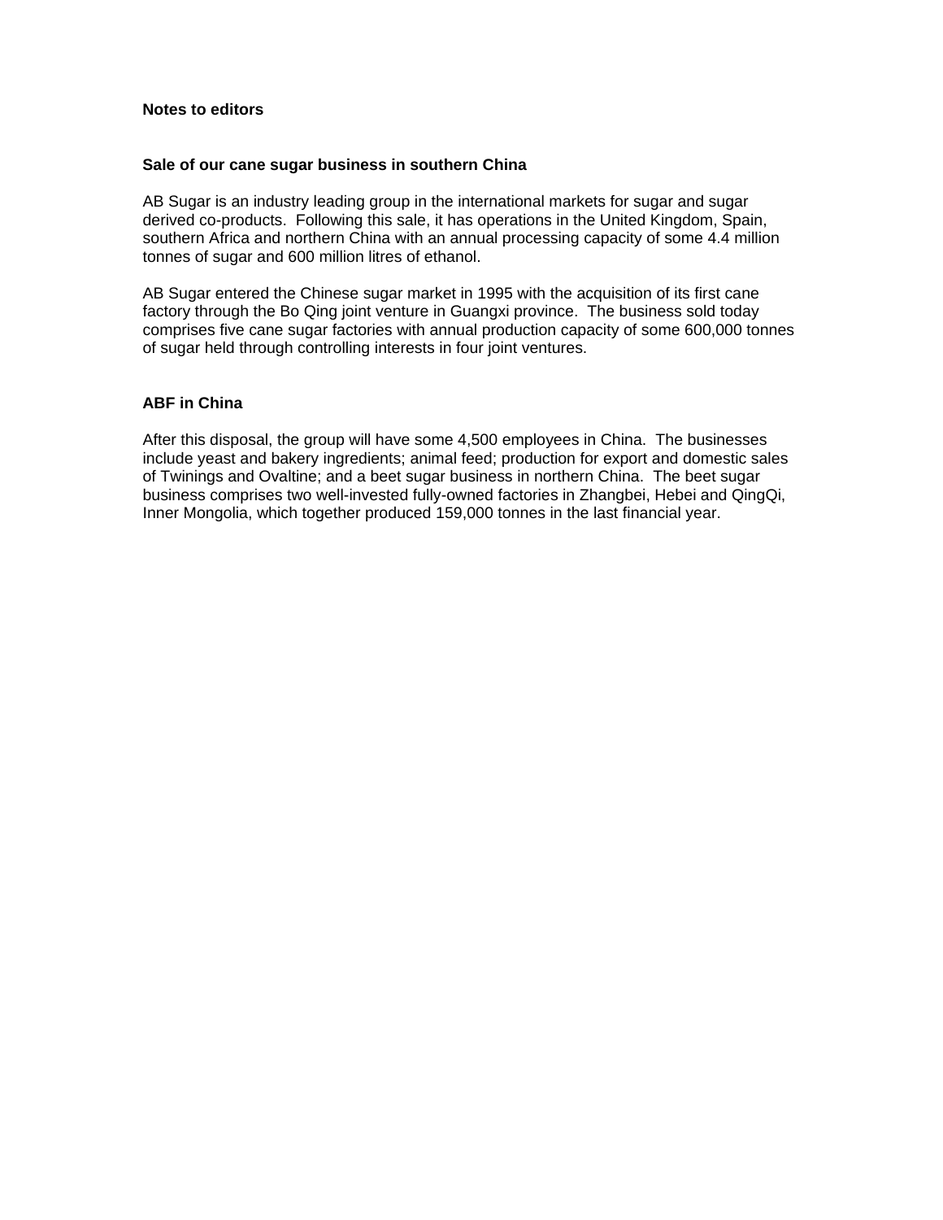**Notes to editors**

**Sale of our cane sugar business in southern China**

AB Sugar is an industry leading group in the international markets for sugar and sugar derived co-products. Following this sale, it has operations in the United Kingdom, Spain, southern Africa and northern China with an annual processing capacity of some 4.4 million tonnes of sugar and 600 million litres of ethanol.

AB Sugar entered the Chinese sugar market in 1995 with the acquisition of its first cane factory through the Bo Qing joint venture in Guangxi province. The business sold today comprises five cane sugar factories with annual production capacity of some 600,000 tonnes of sugar held through controlling interests in four joint ventures.

**ABF in China**

After this disposal, the group will have some 4,500 employees in China. The businesses include yeast and bakery ingredients; animal feed; production for export and domestic sales of Twinings and Ovaltine; and a beet sugar business in northern China. The beet sugar business comprises two well-invested fully-owned factories in Zhangbei, Hebei and QingQi, Inner Mongolia, which together produced 159,000 tonnes in the last financial year.